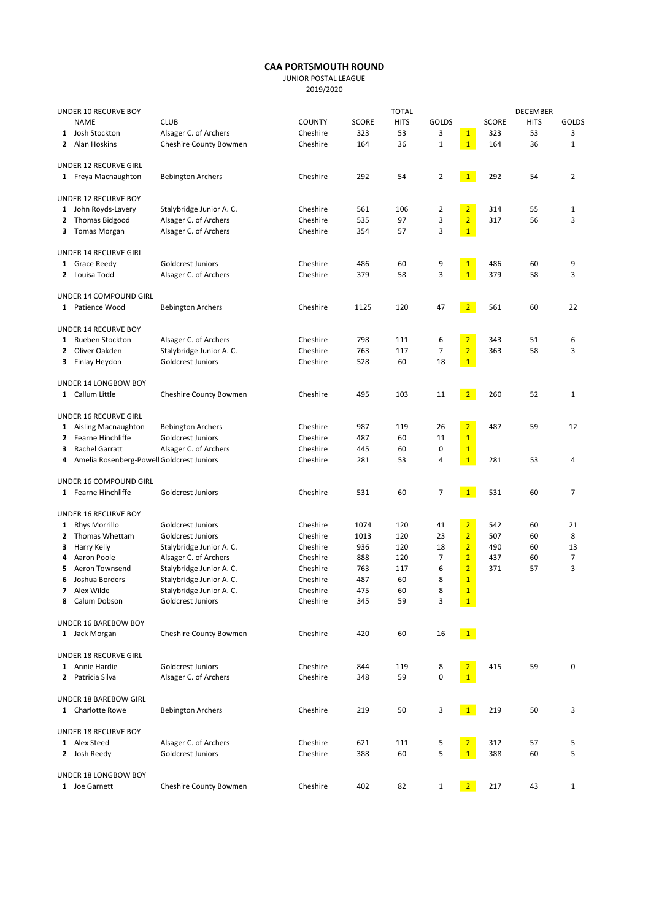# CAA PORTSMOUTH ROUND

JUNIOR POSTAL LEAGUE

2019/2020

| | NAME | CLUB | COUNTY | SCORE | TOTAL HITS | GOLDS | | DECEMBER SCORE | HITS | GOLDS |
|---|---|---|---|---|---|---|---|---|---|---|
| | **UNDER 10 RECURVE BOY** | | | | | | | | | |
| 1 | Josh Stockton | Alsager C. of Archers | Cheshire | 323 | 53 | 3 | 1 | 323 | 53 | 3 |
| 2 | Alan Hoskins | Cheshire County Bowmen | Cheshire | 164 | 36 | 1 | 1 | 164 | 36 | 1 |
| | **UNDER 12 RECURVE GIRL** | | | | | | | | | |
| 1 | Freya Macnaughton | Bebington Archers | Cheshire | 292 | 54 | 2 | 1 | 292 | 54 | 2 |
| | **UNDER 12 RECURVE BOY** | | | | | | | | | |
| 1 | John Royds-Lavery | Stalybridge Junior A. C. | Cheshire | 561 | 106 | 2 | 2 | 314 | 55 | 1 |
| 2 | Thomas Bidgood | Alsager C. of Archers | Cheshire | 535 | 97 | 3 | 2 | 317 | 56 | 3 |
| 3 | Tomas Morgan | Alsager C. of Archers | Cheshire | 354 | 57 | 3 | 1 | | | |
| | **UNDER 14 RECURVE GIRL** | | | | | | | | | |
| 1 | Grace Reedy | Goldcrest Juniors | Cheshire | 486 | 60 | 9 | 1 | 486 | 60 | 9 |
| 2 | Louisa Todd | Alsager C. of Archers | Cheshire | 379 | 58 | 3 | 1 | 379 | 58 | 3 |
| | **UNDER 14 COMPOUND GIRL** | | | | | | | | | |
| 1 | Patience Wood | Bebington Archers | Cheshire | 1125 | 120 | 47 | 2 | 561 | 60 | 22 |
| | **UNDER 14 RECURVE BOY** | | | | | | | | | |
| 1 | Rueben Stockton | Alsager C. of Archers | Cheshire | 798 | 111 | 6 | 2 | 343 | 51 | 6 |
| 2 | Oliver Oakden | Stalybridge Junior A. C. | Cheshire | 763 | 117 | 7 | 2 | 363 | 58 | 3 |
| 3 | Finlay Heydon | Goldcrest Juniors | Cheshire | 528 | 60 | 18 | 1 | | | |
| | **UNDER 14 LONGBOW BOY** | | | | | | | | | |
| 1 | Callum Little | Cheshire County Bowmen | Cheshire | 495 | 103 | 11 | 2 | 260 | 52 | 1 |
| | **UNDER 16 RECURVE GIRL** | | | | | | | | | |
| 1 | Aisling Macnaughton | Bebington Archers | Cheshire | 987 | 119 | 26 | 2 | 487 | 59 | 12 |
| 2 | Fearne Hinchliffe | Goldcrest Juniors | Cheshire | 487 | 60 | 11 | 1 | | | |
| 3 | Rachel Garratt | Alsager C. of Archers | Cheshire | 445 | 60 | 0 | 1 | | | |
| 4 | Amelia Rosenberg-Powell | Goldcrest Juniors | Cheshire | 281 | 53 | 4 | 1 | 281 | 53 | 4 |
| | **UNDER 16 COMPOUND GIRL** | | | | | | | | | |
| 1 | Fearne Hinchliffe | Goldcrest Juniors | Cheshire | 531 | 60 | 7 | 1 | 531 | 60 | 7 |
| | **UNDER 16 RECURVE BOY** | | | | | | | | | |
| 1 | Rhys Morrillo | Goldcrest Juniors | Cheshire | 1074 | 120 | 41 | 2 | 542 | 60 | 21 |
| 2 | Thomas Whettam | Goldcrest Juniors | Cheshire | 1013 | 120 | 23 | 2 | 507 | 60 | 8 |
| 3 | Harry Kelly | Stalybridge Junior A. C. | Cheshire | 936 | 120 | 18 | 2 | 490 | 60 | 13 |
| 4 | Aaron Poole | Alsager C. of Archers | Cheshire | 888 | 120 | 7 | 2 | 437 | 60 | 7 |
| 5 | Aeron Townsend | Stalybridge Junior A. C. | Cheshire | 763 | 117 | 6 | 2 | 371 | 57 | 3 |
| 6 | Joshua Borders | Stalybridge Junior A. C. | Cheshire | 487 | 60 | 8 | 1 | | | |
| 7 | Alex Wilde | Stalybridge Junior A. C. | Cheshire | 475 | 60 | 8 | 1 | | | |
| 8 | Calum Dobson | Goldcrest Juniors | Cheshire | 345 | 59 | 3 | 1 | | | |
| | **UNDER 16 BAREBOW BOY** | | | | | | | | | |
| 1 | Jack Morgan | Cheshire County Bowmen | Cheshire | 420 | 60 | 16 | 1 | | | |
| | **UNDER 18 RECURVE GIRL** | | | | | | | | | |
| 1 | Annie Hardie | Goldcrest Juniors | Cheshire | 844 | 119 | 8 | 2 | 415 | 59 | 0 |
| 2 | Patricia Silva | Alsager C. of Archers | Cheshire | 348 | 59 | 0 | 1 | | | |
| | **UNDER 18 BAREBOW GIRL** | | | | | | | | | |
| 1 | Charlotte Rowe | Bebington Archers | Cheshire | 219 | 50 | 3 | 1 | 219 | 50 | 3 |
| | **UNDER 18 RECURVE BOY** | | | | | | | | | |
| 1 | Alex Steed | Alsager C. of Archers | Cheshire | 621 | 111 | 5 | 2 | 312 | 57 | 5 |
| 2 | Josh Reedy | Goldcrest Juniors | Cheshire | 388 | 60 | 5 | 1 | 388 | 60 | 5 |
| | **UNDER 18 LONGBOW BOY** | | | | | | | | | |
| 1 | Joe Garnett | Cheshire County Bowmen | Cheshire | 402 | 82 | 1 | 2 | 217 | 43 | 1 |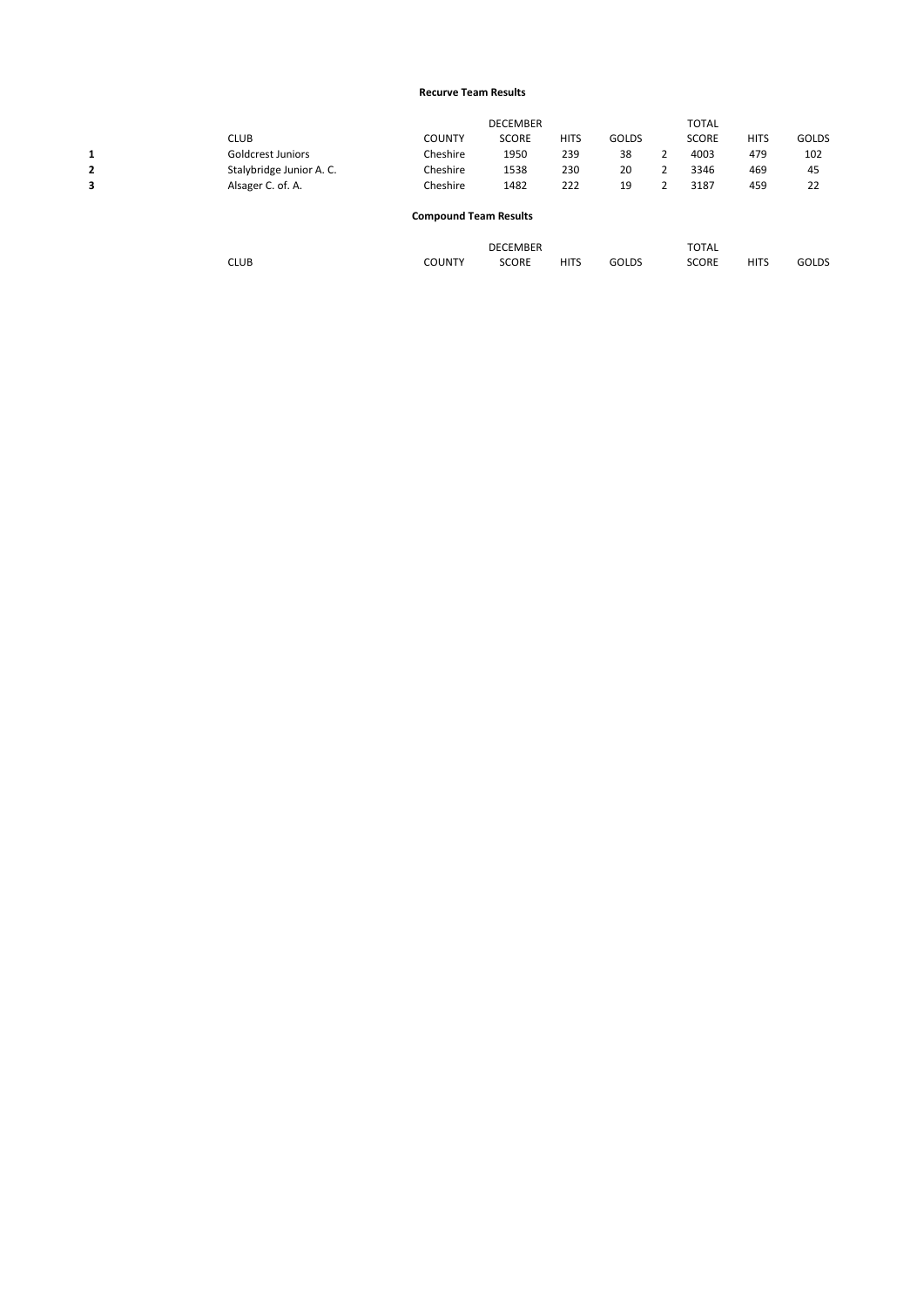**Recurve Team Results**

| | | | DECEMBER | | | | TOTAL | | |
|---|---|---|---|---|---|---|---|---|---|
| | CLUB | COUNTY | SCORE | HITS | GOLDS | | SCORE | HITS | GOLDS |
| 1 | Goldcrest Juniors | Cheshire | 1950 | 239 | 38 | 2 | 4003 | 479 | 102 |
| 2 | Stalybridge Junior A. C. | Cheshire | 1538 | 230 | 20 | 2 | 3346 | 469 | 45 |
| 3 | Alsager C. of. A. | Cheshire | 1482 | 222 | 19 | 2 | 3187 | 459 | 22 |

**Compound Team Results**

| | DECEMBER | | | | TOTAL | | |
|---|---|---|---|---|---|---|---|
| CLUB | COUNTY | SCORE | HITS | GOLDS | SCORE | HITS | GOLDS |